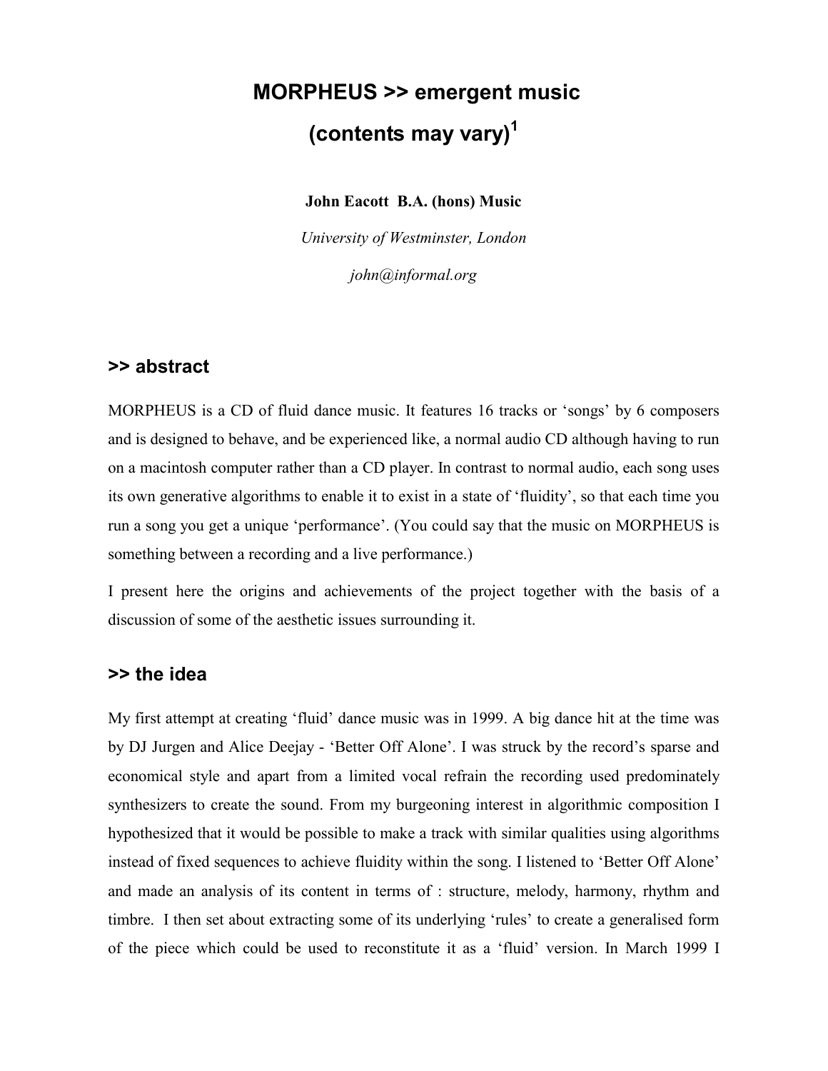# MORPHEUS >> emergent music (contents may vary)[1]

**John Eacott B.A. (hons) Music**

*University of Westminster, London*

*john@informal.org*

## >> abstract

MORPHEUS is a CD of fluid dance music. It features 16 tracks or 'songs' by 6 composers and is designed to behave, and be experienced like, a normal audio CD although having to run on a macintosh computer rather than a CD player. In contrast to normal audio, each song uses its own generative algorithms to enable it to exist in a state of 'fluidity', so that each time you run a song you get a unique 'performance'. (You could say that the music on MORPHEUS is something between a recording and a live performance.)

I present here the origins and achievements of the project together with the basis of a discussion of some of the aesthetic issues surrounding it.

## >> the idea

My first attempt at creating 'fluid' dance music was in 1999. A big dance hit at the time was by DJ Jurgen and Alice Deejay - 'Better Off Alone'. I was struck by the record's sparse and economical style and apart from a limited vocal refrain the recording used predominately synthesizers to create the sound. From my burgeoning interest in algorithmic composition I hypothesized that it would be possible to make a track with similar qualities using algorithms instead of fixed sequences to achieve fluidity within the song. I listened to 'Better Off Alone' and made an analysis of its content in terms of : structure, melody, harmony, rhythm and timbre. I then set about extracting some of its underlying 'rules' to create a generalised form of the piece which could be used to reconstitute it as a 'fluid' version. In March 1999 I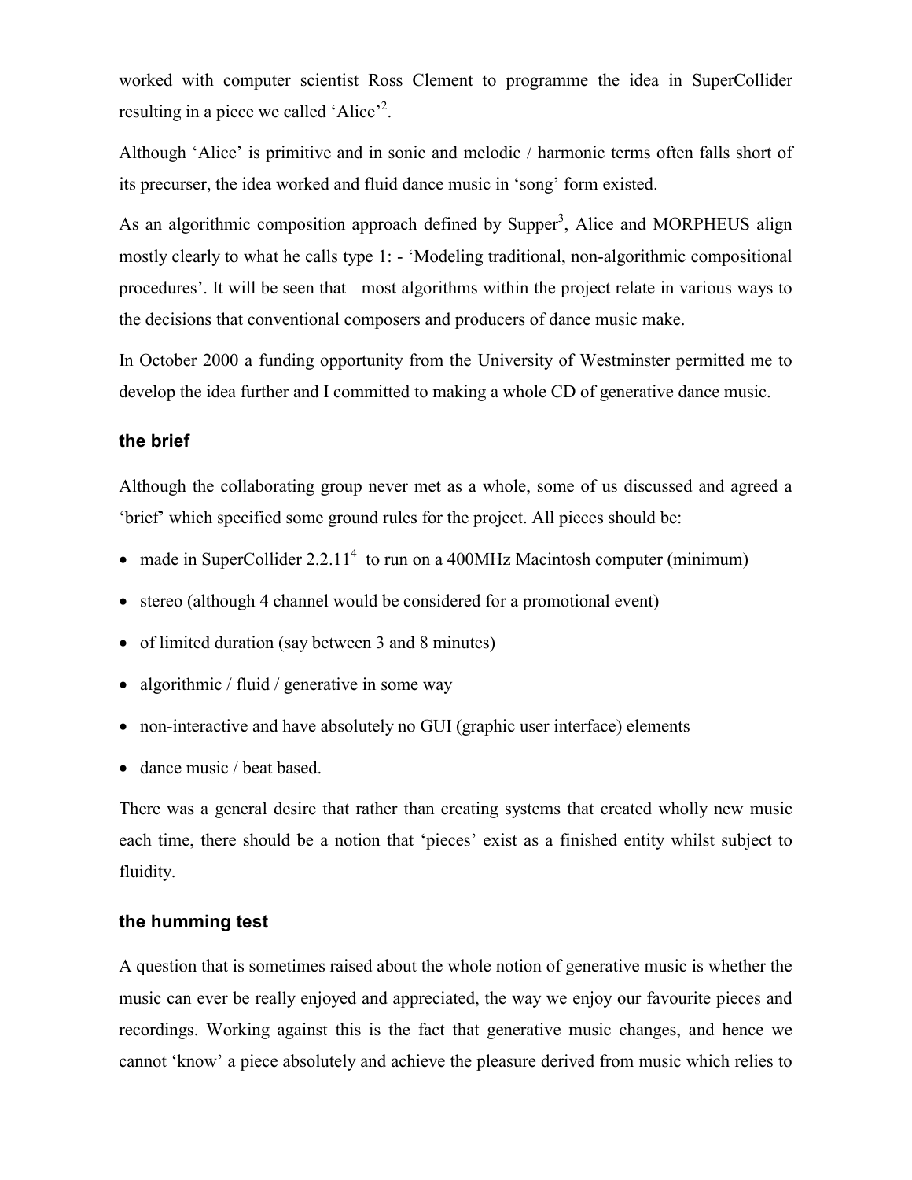worked with computer scientist Ross Clement to programme the idea in SuperCollider resulting in a piece we called 'Alice'[2].

Although 'Alice' is primitive and in sonic and melodic / harmonic terms often falls short of its precurser, the idea worked and fluid dance music in 'song' form existed.

As an algorithmic composition approach defined by Supper[3], Alice and MORPHEUS align mostly clearly to what he calls type 1: - 'Modeling traditional, non-algorithmic compositional procedures'. It will be seen that most algorithms within the project relate in various ways to the decisions that conventional composers and producers of dance music make.

In October 2000 a funding opportunity from the University of Westminster permitted me to develop the idea further and I committed to making a whole CD of generative dance music.

### the brief

Although the collaborating group never met as a whole, some of us discussed and agreed a 'brief' which specified some ground rules for the project. All pieces should be:

- made in SuperCollider 2.2.11[4] to run on a 400MHz Macintosh computer (minimum)
- stereo (although 4 channel would be considered for a promotional event)
- of limited duration (say between 3 and 8 minutes)
- algorithmic / fluid / generative in some way
- non-interactive and have absolutely no GUI (graphic user interface) elements
- dance music / beat based.

There was a general desire that rather than creating systems that created wholly new music each time, there should be a notion that 'pieces' exist as a finished entity whilst subject to fluidity.

### the humming test

A question that is sometimes raised about the whole notion of generative music is whether the music can ever be really enjoyed and appreciated, the way we enjoy our favourite pieces and recordings. Working against this is the fact that generative music changes, and hence we cannot 'know' a piece absolutely and achieve the pleasure derived from music which relies to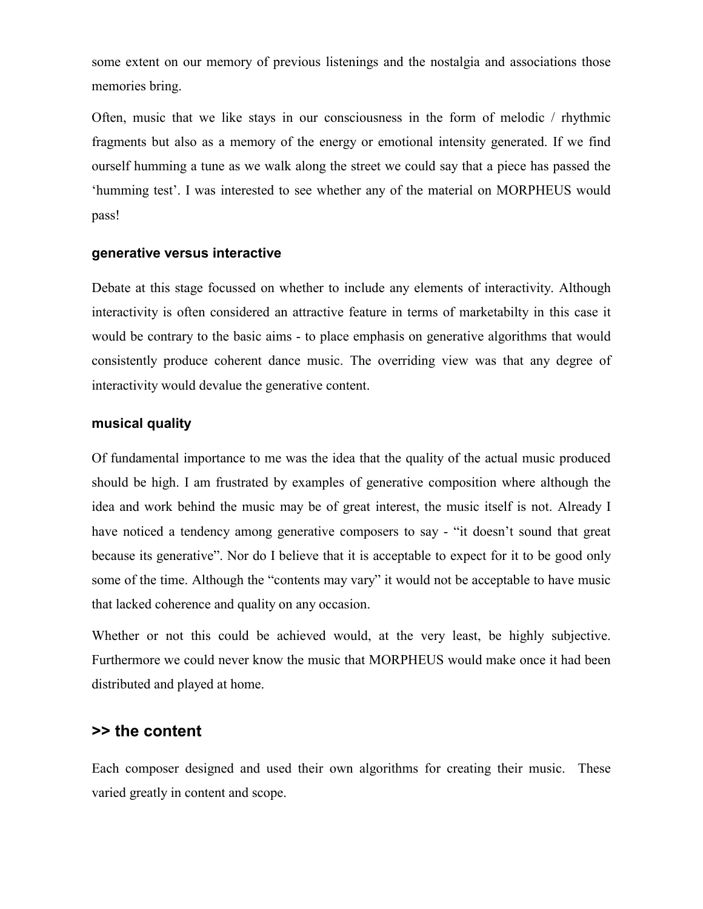some extent on our memory of previous listenings and the nostalgia and associations those memories bring.

Often, music that we like stays in our consciousness in the form of melodic / rhythmic fragments but also as a memory of the energy or emotional intensity generated. If we find ourself humming a tune as we walk along the street we could say that a piece has passed the 'humming test'. I was interested to see whether any of the material on MORPHEUS would pass!

### generative versus interactive

Debate at this stage focussed on whether to include any elements of interactivity. Although interactivity is often considered an attractive feature in terms of marketabilty in this case it would be contrary to the basic aims - to place emphasis on generative algorithms that would consistently produce coherent dance music. The overriding view was that any degree of interactivity would devalue the generative content.

### musical quality

Of fundamental importance to me was the idea that the quality of the actual music produced should be high. I am frustrated by examples of generative composition where although the idea and work behind the music may be of great interest, the music itself is not. Already I have noticed a tendency among generative composers to say - "it doesn't sound that great because its generative". Nor do I believe that it is acceptable to expect for it to be good only some of the time. Although the "contents may vary" it would not be acceptable to have music that lacked coherence and quality on any occasion.

Whether or not this could be achieved would, at the very least, be highly subjective. Furthermore we could never know the music that MORPHEUS would make once it had been distributed and played at home.

## >> the content

Each composer designed and used their own algorithms for creating their music. These varied greatly in content and scope.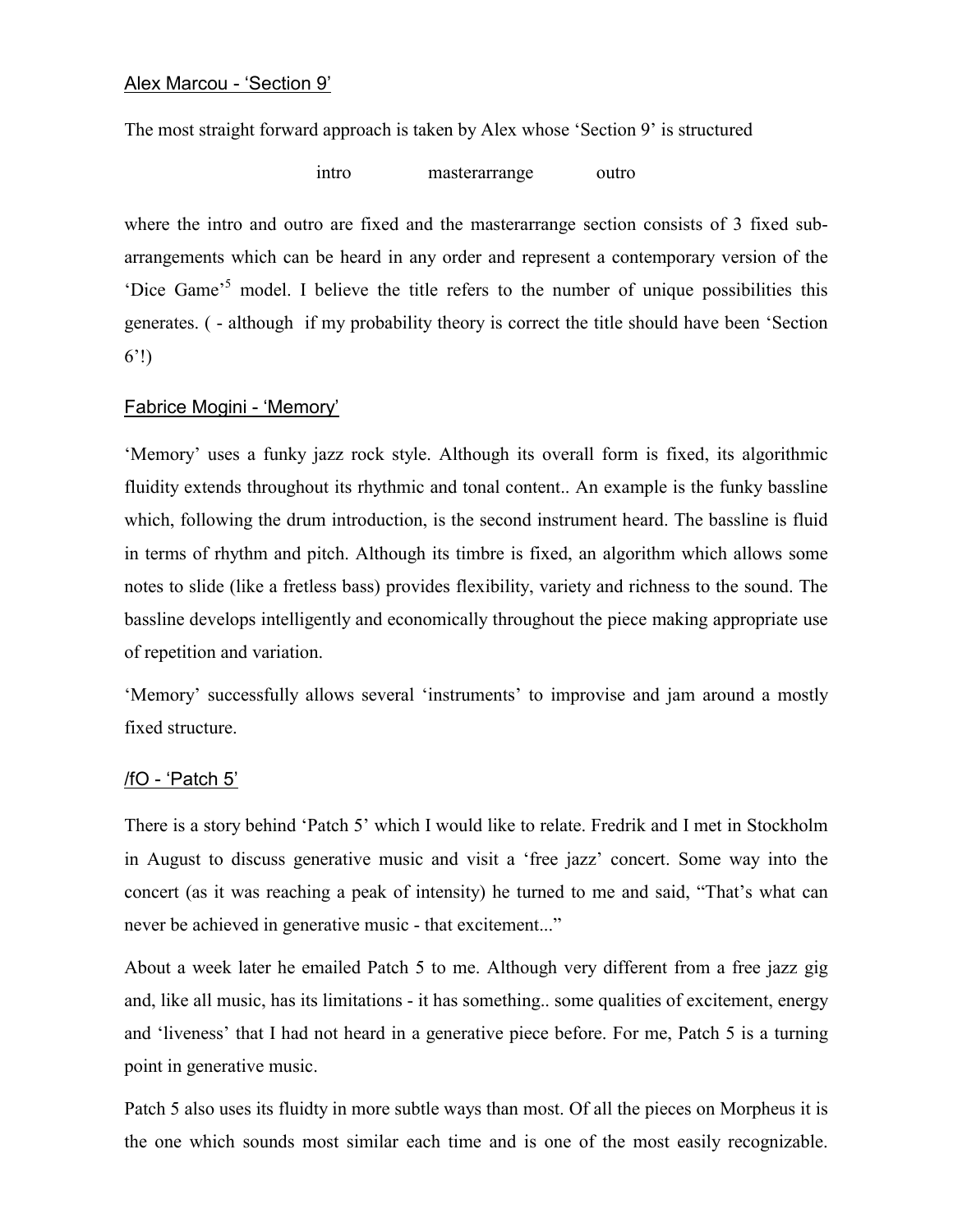## Alex Marcou - 'Section 9'

The most straight forward approach is taken by Alex whose 'Section 9' is structured

intro masterarrange outro

where the intro and outro are fixed and the masterarrange section consists of 3 fixed sub-arrangements which can be heard in any order and represent a contemporary version of the 'Dice Game'[5] model. I believe the title refers to the number of unique possibilities this generates. ( - although if my probability theory is correct the title should have been 'Section 6'!)

## Fabrice Mogini - 'Memory'

'Memory' uses a funky jazz rock style. Although its overall form is fixed, its algorithmic fluidity extends throughout its rhythmic and tonal content.. An example is the funky bassline which, following the drum introduction, is the second instrument heard. The bassline is fluid in terms of rhythm and pitch. Although its timbre is fixed, an algorithm which allows some notes to slide (like a fretless bass) provides flexibility, variety and richness to the sound. The bassline develops intelligently and economically throughout the piece making appropriate use of repetition and variation.

'Memory' successfully allows several 'instruments' to improvise and jam around a mostly fixed structure.

## /fO - 'Patch 5'

There is a story behind 'Patch 5' which I would like to relate. Fredrik and I met in Stockholm in August to discuss generative music and visit a 'free jazz' concert. Some way into the concert (as it was reaching a peak of intensity) he turned to me and said, "That's what can never be achieved in generative music - that excitement..."

About a week later he emailed Patch 5 to me. Although very different from a free jazz gig and, like all music, has its limitations - it has something.. some qualities of excitement, energy and 'liveness' that I had not heard in a generative piece before. For me, Patch 5 is a turning point in generative music.

Patch 5 also uses its fluidty in more subtle ways than most. Of all the pieces on Morpheus it is the one which sounds most similar each time and is one of the most easily recognizable.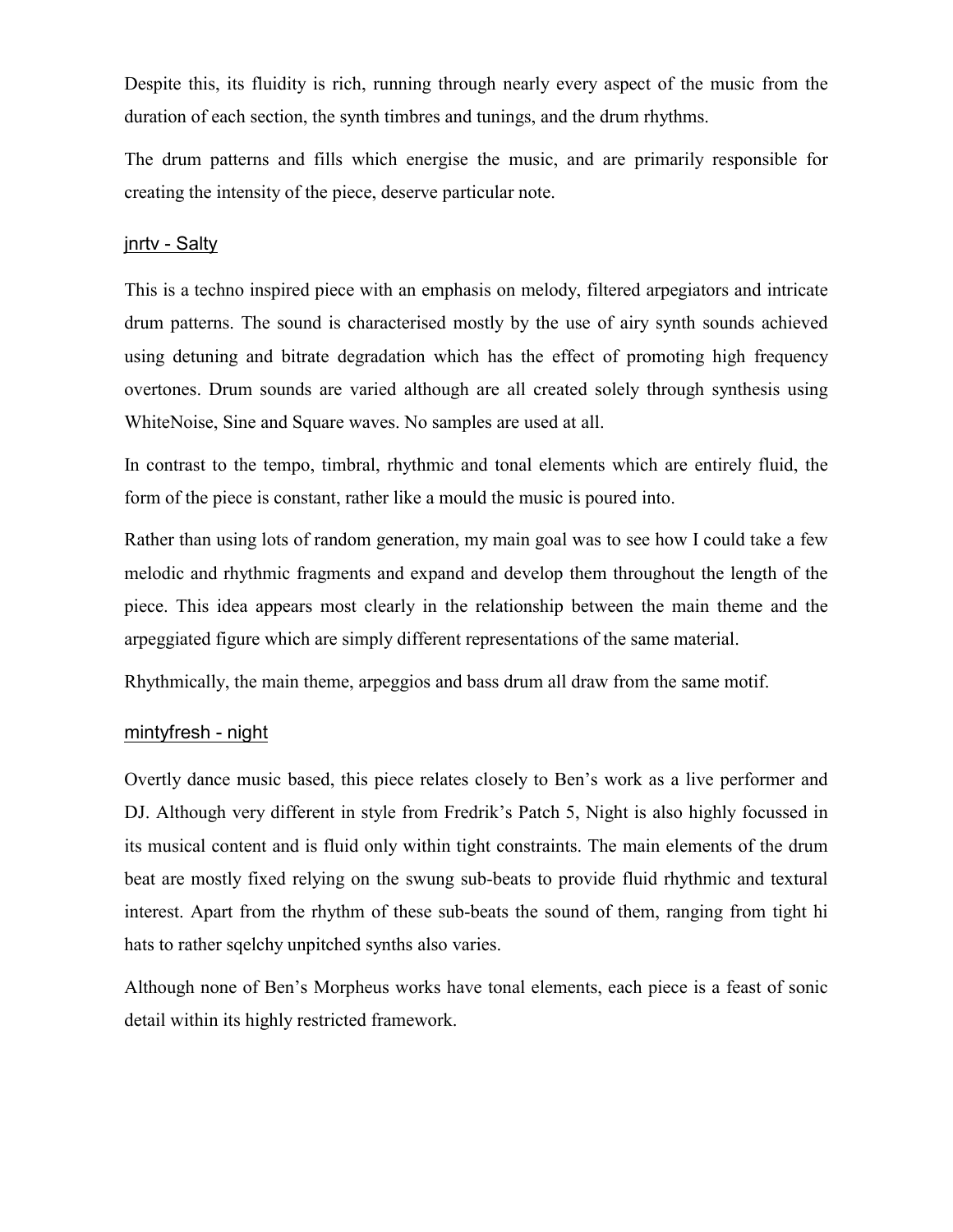Despite this, its fluidity is rich, running through nearly every aspect of the music from the duration of each section, the synth timbres and tunings, and the drum rhythms.

The drum patterns and fills which energise the music, and are primarily responsible for creating the intensity of the piece, deserve particular note.

### jnrtv - Salty

This is a techno inspired piece with an emphasis on melody, filtered arpegiators and intricate drum patterns. The sound is characterised mostly by the use of airy synth sounds achieved using detuning and bitrate degradation which has the effect of promoting high frequency overtones. Drum sounds are varied although are all created solely through synthesis using WhiteNoise, Sine and Square waves. No samples are used at all.

In contrast to the tempo, timbral, rhythmic and tonal elements which are entirely fluid, the form of the piece is constant, rather like a mould the music is poured into.

Rather than using lots of random generation, my main goal was to see how I could take a few melodic and rhythmic fragments and expand and develop them throughout the length of the piece. This idea appears most clearly in the relationship between the main theme and the arpeggiated figure which are simply different representations of the same material.

Rhythmically, the main theme, arpeggios and bass drum all draw from the same motif.

### mintyfresh - night

Overtly dance music based, this piece relates closely to Ben's work as a live performer and DJ. Although very different in style from Fredrik's Patch 5, Night is also highly focussed in its musical content and is fluid only within tight constraints. The main elements of the drum beat are mostly fixed relying on the swung sub-beats to provide fluid rhythmic and textural interest. Apart from the rhythm of these sub-beats the sound of them, ranging from tight hi hats to rather sqelchy unpitched synths also varies.

Although none of Ben's Morpheus works have tonal elements, each piece is a feast of sonic detail within its highly restricted framework.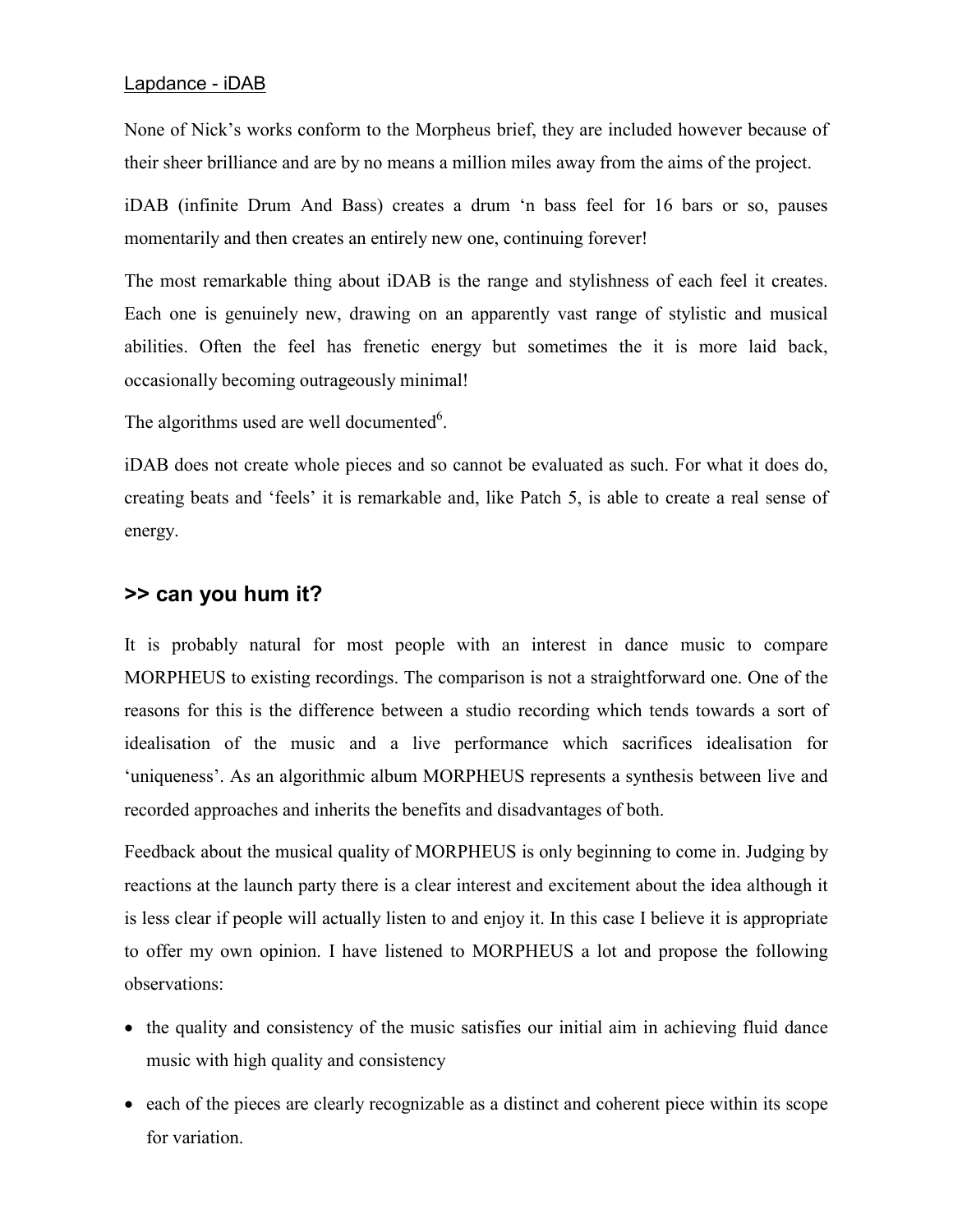Lapdance - iDAB

None of Nick's works conform to the Morpheus brief, they are included however because of their sheer brilliance and are by no means a million miles away from the aims of the project.

iDAB (infinite Drum And Bass) creates a drum 'n bass feel for 16 bars or so, pauses momentarily and then creates an entirely new one, continuing forever!

The most remarkable thing about iDAB is the range and stylishness of each feel it creates. Each one is genuinely new, drawing on an apparently vast range of stylistic and musical abilities. Often the feel has frenetic energy but sometimes the it is more laid back, occasionally becoming outrageously minimal!

The algorithms used are well documented[6].

iDAB does not create whole pieces and so cannot be evaluated as such. For what it does do, creating beats and 'feels' it is remarkable and, like Patch 5, is able to create a real sense of energy.

## >> can you hum it?

It is probably natural for most people with an interest in dance music to compare MORPHEUS to existing recordings. The comparison is not a straightforward one. One of the reasons for this is the difference between a studio recording which tends towards a sort of idealisation of the music and a live performance which sacrifices idealisation for 'uniqueness'. As an algorithmic album MORPHEUS represents a synthesis between live and recorded approaches and inherits the benefits and disadvantages of both.

Feedback about the musical quality of MORPHEUS is only beginning to come in. Judging by reactions at the launch party there is a clear interest and excitement about the idea although it is less clear if people will actually listen to and enjoy it. In this case I believe it is appropriate to offer my own opinion. I have listened to MORPHEUS a lot and propose the following observations:

- the quality and consistency of the music satisfies our initial aim in achieving fluid dance music with high quality and consistency
- each of the pieces are clearly recognizable as a distinct and coherent piece within its scope for variation.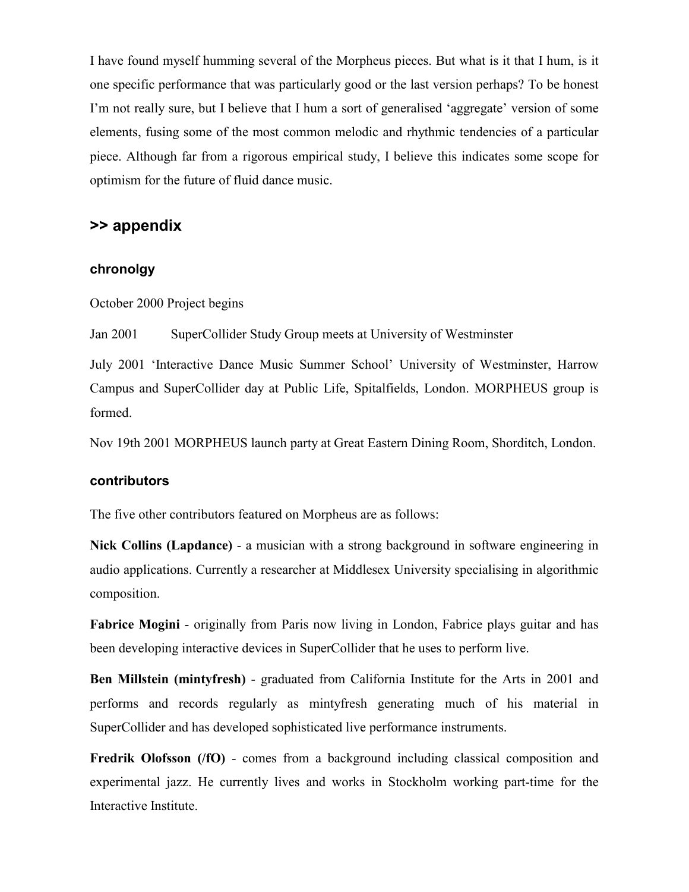I have found myself humming several of the Morpheus pieces. But what is it that I hum, is it one specific performance that was particularly good or the last version perhaps? To be honest I'm not really sure, but I believe that I hum a sort of generalised 'aggregate' version of some elements, fusing some of the most common melodic and rhythmic tendencies of a particular piece. Although far from a rigorous empirical study, I believe this indicates some scope for optimism for the future of fluid dance music.

## >> appendix

### chronolgy

October 2000 Project begins

Jan 2001 SuperCollider Study Group meets at University of Westminster

July 2001 'Interactive Dance Music Summer School' University of Westminster, Harrow Campus and SuperCollider day at Public Life, Spitalfields, London. MORPHEUS group is formed.

Nov 19th 2001 MORPHEUS launch party at Great Eastern Dining Room, Shorditch, London.

### contributors

The five other contributors featured on Morpheus are as follows:

**Nick Collins (Lapdance)** - a musician with a strong background in software engineering in audio applications. Currently a researcher at Middlesex University specialising in algorithmic composition.

**Fabrice Mogini** - originally from Paris now living in London, Fabrice plays guitar and has been developing interactive devices in SuperCollider that he uses to perform live.

**Ben Millstein (mintyfresh)** - graduated from California Institute for the Arts in 2001 and performs and records regularly as mintyfresh generating much of his material in SuperCollider and has developed sophisticated live performance instruments.

**Fredrik Olofsson (/fO)** - comes from a background including classical composition and experimental jazz. He currently lives and works in Stockholm working part-time for the Interactive Institute.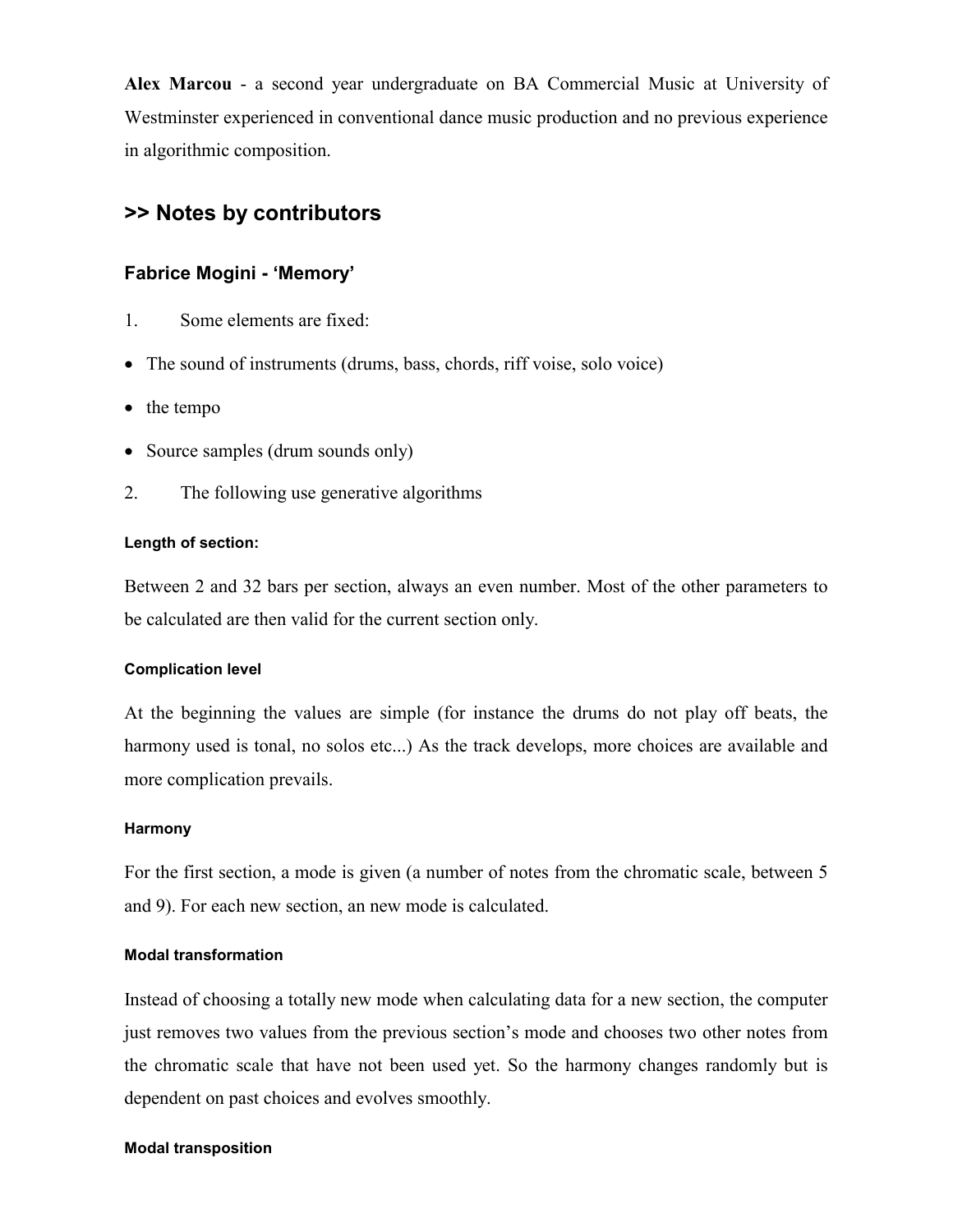**Alex Marcou** - a second year undergraduate on BA Commercial Music at University of Westminster experienced in conventional dance music production and no previous experience in algorithmic composition.

## >> Notes by contributors

### Fabrice Mogini - 'Memory'

1. Some elements are fixed:

- The sound of instruments (drums, bass, chords, riff voise, solo voice)
- the tempo
- Source samples (drum sounds only)

2. The following use generative algorithms

#### Length of section:

Between 2 and 32 bars per section, always an even number. Most of the other parameters to be calculated are then valid for the current section only.

#### Complication level

At the beginning the values are simple (for instance the drums do not play off beats, the harmony used is tonal, no solos etc...) As the track develops, more choices are available and more complication prevails.

#### Harmony

For the first section, a mode is given (a number of notes from the chromatic scale, between 5 and 9). For each new section, an new mode is calculated.

#### Modal transformation

Instead of choosing a totally new mode when calculating data for a new section, the computer just removes two values from the previous section's mode and chooses two other notes from the chromatic scale that have not been used yet. So the harmony changes randomly but is dependent on past choices and evolves smoothly.

#### Modal transposition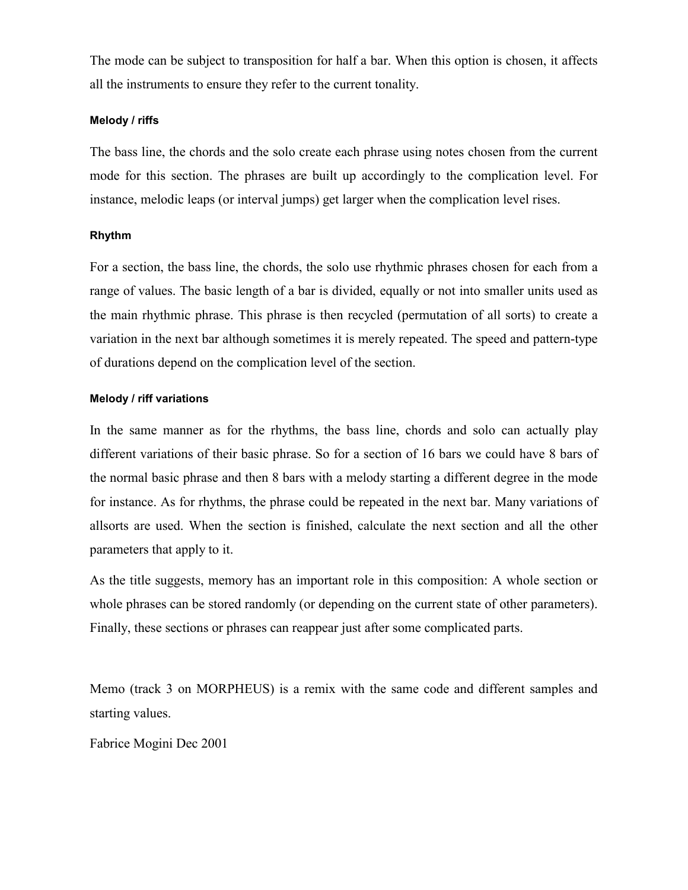The mode can be subject to transposition for half a bar. When this option is chosen, it affects all the instruments to ensure they refer to the current tonality.

#### Melody / riffs

The bass line, the chords and the solo create each phrase using notes chosen from the current mode for this section. The phrases are built up accordingly to the complication level. For instance, melodic leaps (or interval jumps) get larger when the complication level rises.

#### Rhythm

For a section, the bass line, the chords, the solo use rhythmic phrases chosen for each from a range of values. The basic length of a bar is divided, equally or not into smaller units used as the main rhythmic phrase. This phrase is then recycled (permutation of all sorts) to create a variation in the next bar although sometimes it is merely repeated. The speed and pattern-type of durations depend on the complication level of the section.

#### Melody / riff variations

In the same manner as for the rhythms, the bass line, chords and solo can actually play different variations of their basic phrase. So for a section of 16 bars we could have 8 bars of the normal basic phrase and then 8 bars with a melody starting a different degree in the mode for instance. As for rhythms, the phrase could be repeated in the next bar. Many variations of allsorts are used. When the section is finished, calculate the next section and all the other parameters that apply to it.

As the title suggests, memory has an important role in this composition: A whole section or whole phrases can be stored randomly (or depending on the current state of other parameters). Finally, these sections or phrases can reappear just after some complicated parts.

Memo (track 3 on MORPHEUS) is a remix with the same code and different samples and starting values.

Fabrice Mogini Dec 2001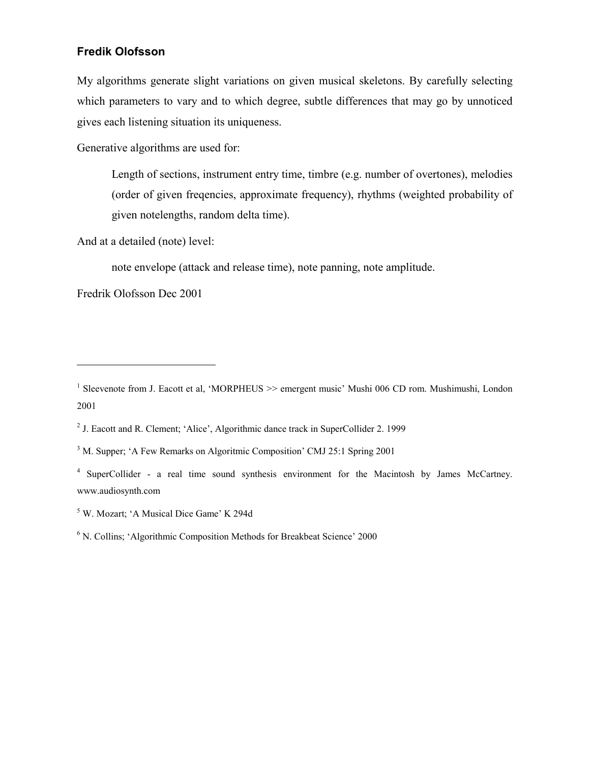**Fredik Olofsson**

My algorithms generate slight variations on given musical skeletons. By carefully selecting which parameters to vary and to which degree, subtle differences that may go by unnoticed gives each listening situation its uniqueness.

Generative algorithms are used for:

> Length of sections, instrument entry time, timbre (e.g. number of overtones), melodies (order of given freqencies, approximate frequency), rhythms (weighted probability of given notelengths, random delta time).

And at a detailed (note) level:

> note envelope (attack and release time), note panning, note amplitude.

Fredrik Olofsson Dec 2001

---

[1] Sleevenote from J. Eacott et al, 'MORPHEUS >> emergent music' Mushi 006 CD rom. Mushimushi, London 2001

[2] J. Eacott and R. Clement; 'Alice', Algorithmic dance track in SuperCollider 2. 1999

[3] M. Supper; 'A Few Remarks on Algoritmic Composition' CMJ 25:1 Spring 2001

[4] SuperCollider - a real time sound synthesis environment for the Macintosh by James McCartney. www.audiosynth.com

[5] W. Mozart; 'A Musical Dice Game' K 294d

[6] N. Collins; 'Algorithmic Composition Methods for Breakbeat Science' 2000